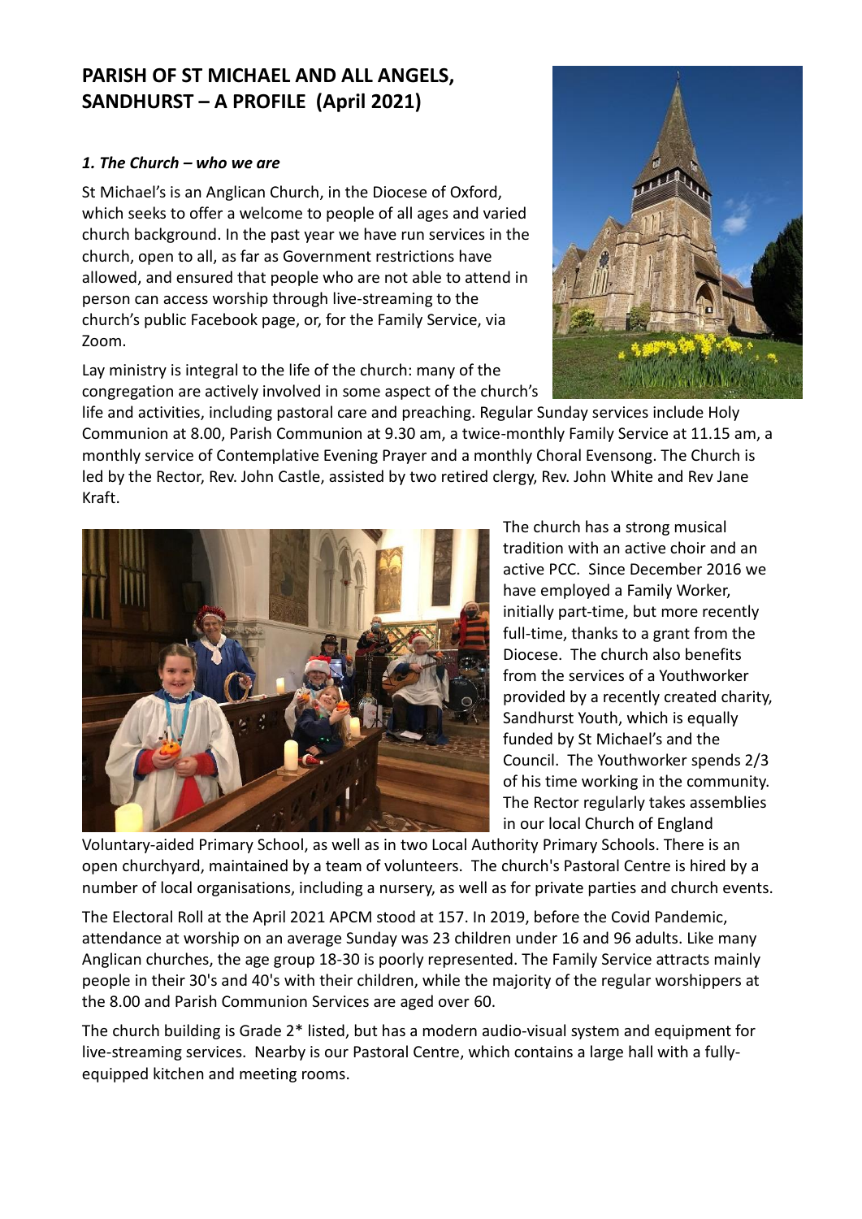# PARISH OF ST MICHAEL AND ALL ANGELS, SANDHURST – A PROFILE (April 2021)

### *1. The Church – who we are*

St Michael's is an Anglican Church, in the Diocese of Oxford, which seeks to offer a welcome to people of all ages and varied church background. In the past year we have run services in the church, open to all, as far as Government restrictions have allowed, and ensured that people who are not able to attend in person can access worship through live-streaming to the church's public Facebook page, or, for the Family Service, via Zoom.

Lay ministry is integral to the life of the church: many of the congregation are actively involved in some aspect of the church's life and activities, including pastoral care and preaching. Regular Sunday services include Holy Communion at 8.00, Parish Communion at 9.30 am, a twice-monthly Family Service at 11.15 am, a monthly service of Contemplative Evening Prayer and a monthly Choral Evensong. The Church is led by the Rector, Rev. John Castle, assisted by two retired clergy, Rev. John White and Rev Jane Kraft.

The church has a strong musical tradition with an active choir and an active PCC. Since December 2016 we have employed a Family Worker, initially part-time, but more recently full-time, thanks to a grant from the Diocese. The church also benefits from the services of a Youthworker provided by a recently created charity, Sandhurst Youth, which is equally funded by St Michael's and the Council. The Youthworker spends 2/3 of his time working in the community. The Rector regularly takes assemblies in our local Church of England Voluntary-aided Primary School, as well as in two Local Authority Primary Schools. There is an open churchyard, maintained by a team of volunteers. The church's Pastoral Centre is hired by a number of local organisations, including a nursery, as well as for private parties and church events.

The Electoral Roll at the April 2021 APCM stood at 157. In 2019, before the Covid Pandemic, attendance at worship on an average Sunday was 23 children under 16 and 96 adults. Like many Anglican churches, the age group 18-30 is poorly represented. The Family Service attracts mainly people in their 30's and 40's with their children, while the majority of the regular worshippers at the 8.00 and Parish Communion Services are aged over 60.

The church building is Grade 2* listed, but has a modern audio-visual system and equipment for live-streaming services. Nearby is our Pastoral Centre, which contains a large hall with a fully-equipped kitchen and meeting rooms.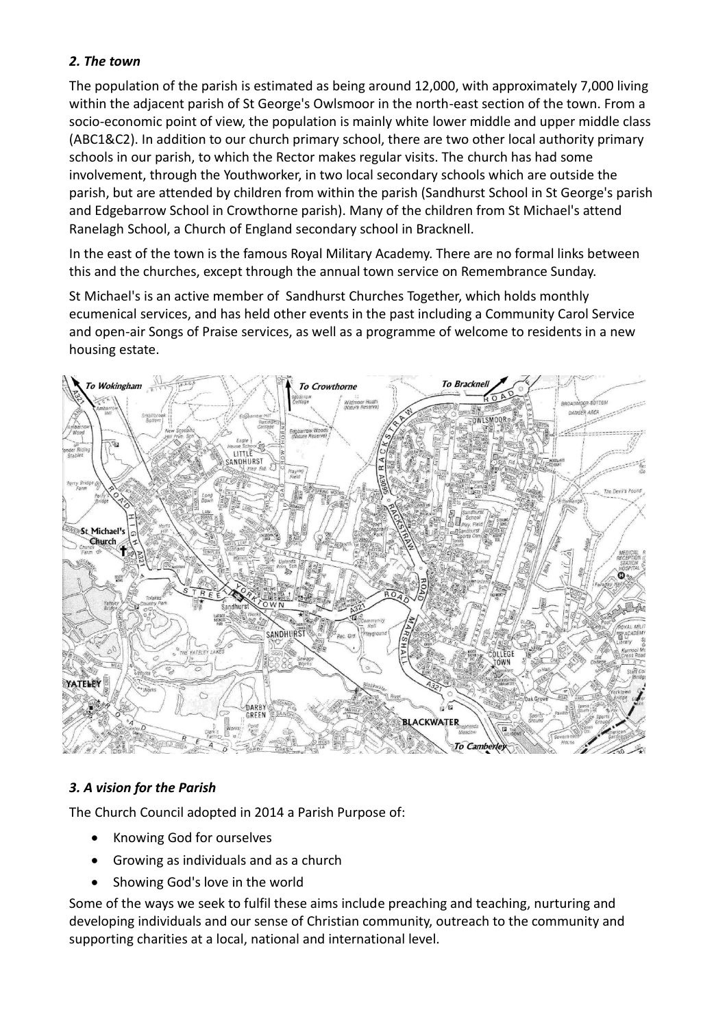### *2. The town*

The population of the parish is estimated as being around 12,000, with approximately 7,000 living within the adjacent parish of St George's Owlsmoor in the north-east section of the town. From a socio-economic point of view, the population is mainly white lower middle and upper middle class (ABC1&C2). In addition to our church primary school, there are two other local authority primary schools in our parish, to which the Rector makes regular visits. The church has had some involvement, through the Youthworker, in two local secondary schools which are outside the parish, but are attended by children from within the parish (Sandhurst School in St George's parish and Edgebarrow School in Crowthorne parish). Many of the children from St Michael's attend Ranelagh School, a Church of England secondary school in Bracknell.

In the east of the town is the famous Royal Military Academy. There are no formal links between this and the churches, except through the annual town service on Remembrance Sunday.

St Michael's is an active member of Sandhurst Churches Together, which holds monthly ecumenical services, and has held other events in the past including a Community Carol Service and open-air Songs of Praise services, as well as a programme of welcome to residents in a new housing estate.

### *3. A vision for the Parish*

The Church Council adopted in 2014 a Parish Purpose of:

- Knowing God for ourselves
- Growing as individuals and as a church
- Showing God's love in the world

Some of the ways we seek to fulfil these aims include preaching and teaching, nurturing and developing individuals and our sense of Christian community, outreach to the community and supporting charities at a local, national and international level.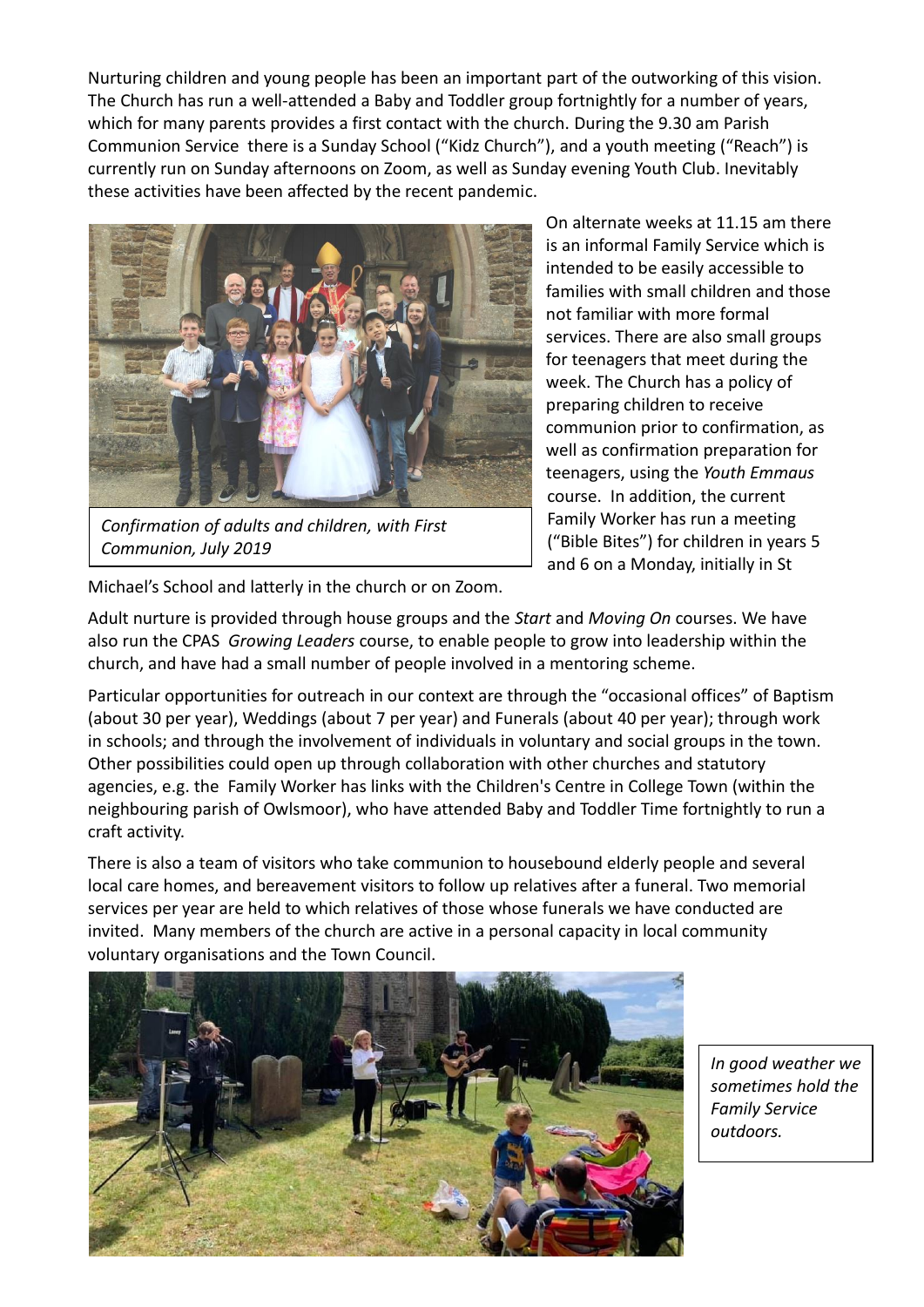Nurturing children and young people has been an important part of the outworking of this vision. The Church has run a well-attended a Baby and Toddler group fortnightly for a number of years, which for many parents provides a first contact with the church. During the 9.30 am Parish Communion Service there is a Sunday School ("Kidz Church"), and a youth meeting ("Reach") is currently run on Sunday afternoons on Zoom, as well as Sunday evening Youth Club. Inevitably these activities have been affected by the recent pandemic.

*Confirmation of adults and children, with First Communion, July 2019*

On alternate weeks at 11.15 am there is an informal Family Service which is intended to be easily accessible to families with small children and those not familiar with more formal services. There are also small groups for teenagers that meet during the week. The Church has a policy of preparing children to receive communion prior to confirmation, as well as confirmation preparation for teenagers, using the *Youth Emmaus* course. In addition, the current Family Worker has run a meeting ("Bible Bites") for children in years 5 and 6 on a Monday, initially in St Michael's School and latterly in the church or on Zoom.

Adult nurture is provided through house groups and the *Start* and *Moving On* courses. We have also run the CPAS *Growing Leaders* course, to enable people to grow into leadership within the church, and have had a small number of people involved in a mentoring scheme.

Particular opportunities for outreach in our context are through the "occasional offices" of Baptism (about 30 per year), Weddings (about 7 per year) and Funerals (about 40 per year); through work in schools; and through the involvement of individuals in voluntary and social groups in the town. Other possibilities could open up through collaboration with other churches and statutory agencies, e.g. the Family Worker has links with the Children's Centre in College Town (within the neighbouring parish of Owlsmoor), who have attended Baby and Toddler Time fortnightly to run a craft activity.

There is also a team of visitors who take communion to housebound elderly people and several local care homes, and bereavement visitors to follow up relatives after a funeral. Two memorial services per year are held to which relatives of those whose funerals we have conducted are invited. Many members of the church are active in a personal capacity in local community voluntary organisations and the Town Council.

*In good weather we sometimes hold the Family Service outdoors.*